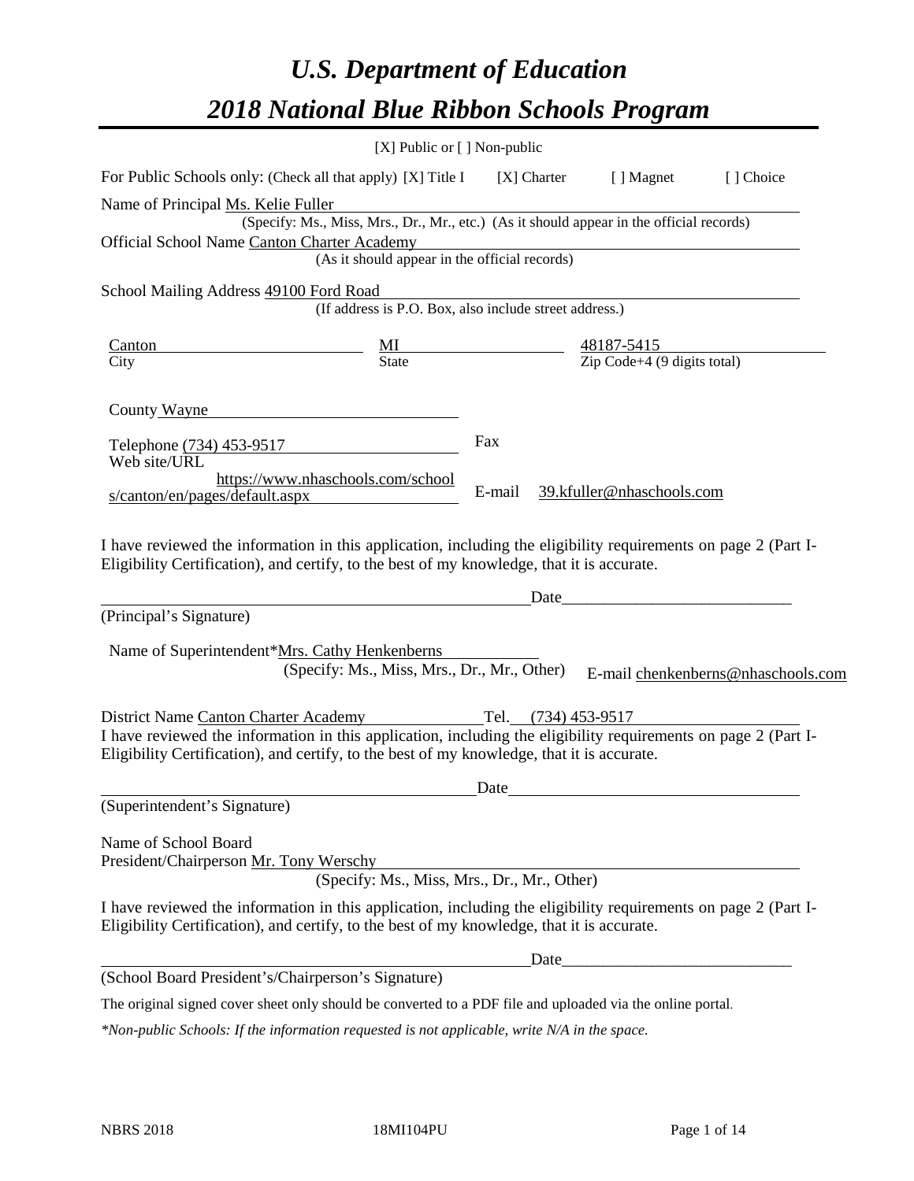# *U.S. Department of Education*

# *2018 National Blue Ribbon Schools Program*

[X] Public or [ ] Non-public

For Public Schools only: (Check all that apply) [X] Title I [X] Charter [ ] Magnet [ ] Choice

Name of Principal Ms. Kelie Fuller

(Specify: Ms., Miss, Mrs., Dr., Mr., etc.) (As it should appear in the official records)

Official School Name Canton Charter Academy

(As it should appear in the official records)

School Mailing Address 49100 Ford Road

(If address is P.O. Box, also include street address.)

| Canton | MI | 48187-5415 |
|---|---|---|
| City | State | Zip Code+4 (9 digits total) |

County Wayne

Telephone (734) 453-9517 Fax

Web site/URL https://www.nhaschools.com/schools/canton/en/pages/default.aspx E-mail 39.kfuller@nhaschools.com

I have reviewed the information in this application, including the eligibility requirements on page 2 (Part I-Eligibility Certification), and certify, to the best of my knowledge, that it is accurate.

_______________________________________ Date___________________________

(Principal's Signature)

Name of Superintendent*Mrs. Cathy Henkenberns

(Specify: Ms., Miss, Mrs., Dr., Mr., Other) E-mail chenkenberns@nhaschools.com

District Name Canton Charter Academy Tel. (734) 453-9517

I have reviewed the information in this application, including the eligibility requirements on page 2 (Part I-Eligibility Certification), and certify, to the best of my knowledge, that it is accurate.

_______________________________________ Date___________________________

(Superintendent's Signature)

Name of School Board President/Chairperson Mr. Tony Werschy

(Specify: Ms., Miss, Mrs., Dr., Mr., Other)

I have reviewed the information in this application, including the eligibility requirements on page 2 (Part I-Eligibility Certification), and certify, to the best of my knowledge, that it is accurate.

_______________________________________ Date___________________________

(School Board President's/Chairperson's Signature)

The original signed cover sheet only should be converted to a PDF file and uploaded via the online portal.

*\*Non-public Schools: If the information requested is not applicable, write N/A in the space.*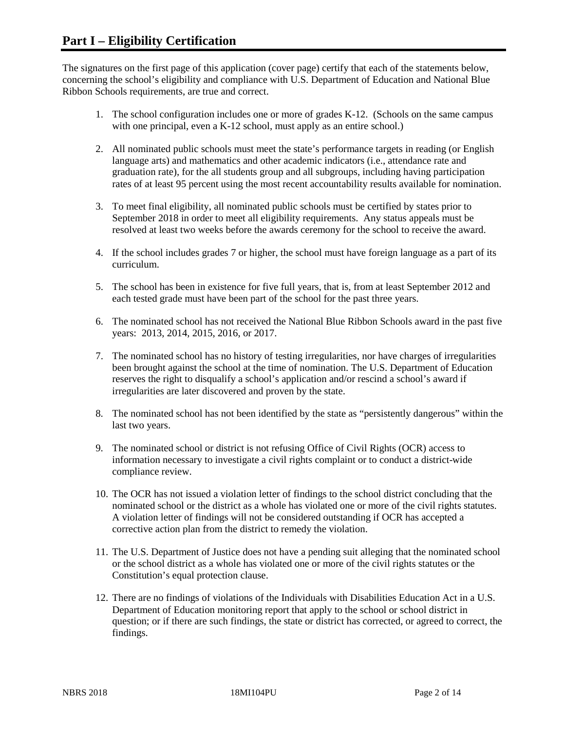# Part I – Eligibility Certification

The signatures on the first page of this application (cover page) certify that each of the statements below, concerning the school's eligibility and compliance with U.S. Department of Education and National Blue Ribbon Schools requirements, are true and correct.

1. The school configuration includes one or more of grades K-12. (Schools on the same campus with one principal, even a K-12 school, must apply as an entire school.)

2. All nominated public schools must meet the state's performance targets in reading (or English language arts) and mathematics and other academic indicators (i.e., attendance rate and graduation rate), for the all students group and all subgroups, including having participation rates of at least 95 percent using the most recent accountability results available for nomination.

3. To meet final eligibility, all nominated public schools must be certified by states prior to September 2018 in order to meet all eligibility requirements. Any status appeals must be resolved at least two weeks before the awards ceremony for the school to receive the award.

4. If the school includes grades 7 or higher, the school must have foreign language as a part of its curriculum.

5. The school has been in existence for five full years, that is, from at least September 2012 and each tested grade must have been part of the school for the past three years.

6. The nominated school has not received the National Blue Ribbon Schools award in the past five years: 2013, 2014, 2015, 2016, or 2017.

7. The nominated school has no history of testing irregularities, nor have charges of irregularities been brought against the school at the time of nomination. The U.S. Department of Education reserves the right to disqualify a school's application and/or rescind a school's award if irregularities are later discovered and proven by the state.

8. The nominated school has not been identified by the state as "persistently dangerous" within the last two years.

9. The nominated school or district is not refusing Office of Civil Rights (OCR) access to information necessary to investigate a civil rights complaint or to conduct a district-wide compliance review.

10. The OCR has not issued a violation letter of findings to the school district concluding that the nominated school or the district as a whole has violated one or more of the civil rights statutes. A violation letter of findings will not be considered outstanding if OCR has accepted a corrective action plan from the district to remedy the violation.

11. The U.S. Department of Justice does not have a pending suit alleging that the nominated school or the school district as a whole has violated one or more of the civil rights statutes or the Constitution's equal protection clause.

12. There are no findings of violations of the Individuals with Disabilities Education Act in a U.S. Department of Education monitoring report that apply to the school or school district in question; or if there are such findings, the state or district has corrected, or agreed to correct, the findings.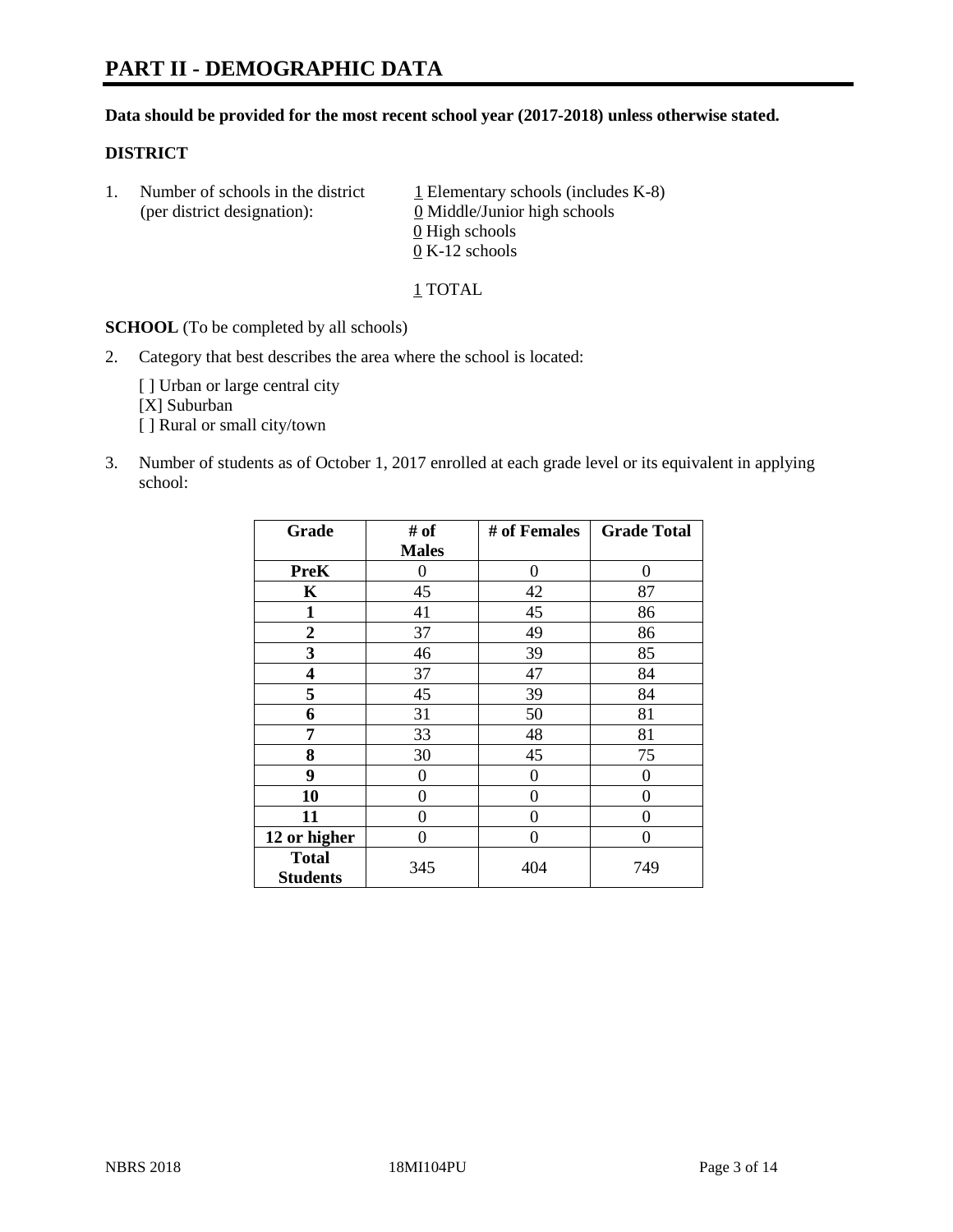# PART II - DEMOGRAPHIC DATA

**Data should be provided for the most recent school year (2017-2018) unless otherwise stated.**

**DISTRICT**

1. Number of schools in the district (per district designation):
   - 1 Elementary schools (includes K-8)
   - 0 Middle/Junior high schools
   - 0 High schools
   - 0 K-12 schools

   1 TOTAL

**SCHOOL** (To be completed by all schools)

2. Category that best describes the area where the school is located:

   [ ] Urban or large central city
   [X] Suburban
   [ ] Rural or small city/town

3. Number of students as of October 1, 2017 enrolled at each grade level or its equivalent in applying school:

| Grade | # of Males | # of Females | Grade Total |
|---|---|---|---|
| **PreK** | 0 | 0 | 0 |
| **K** | 45 | 42 | 87 |
| **1** | 41 | 45 | 86 |
| **2** | 37 | 49 | 86 |
| **3** | 46 | 39 | 85 |
| **4** | 37 | 47 | 84 |
| **5** | 45 | 39 | 84 |
| **6** | 31 | 50 | 81 |
| **7** | 33 | 48 | 81 |
| **8** | 30 | 45 | 75 |
| **9** | 0 | 0 | 0 |
| **10** | 0 | 0 | 0 |
| **11** | 0 | 0 | 0 |
| **12 or higher** | 0 | 0 | 0 |
| **Total Students** | 345 | 404 | 749 |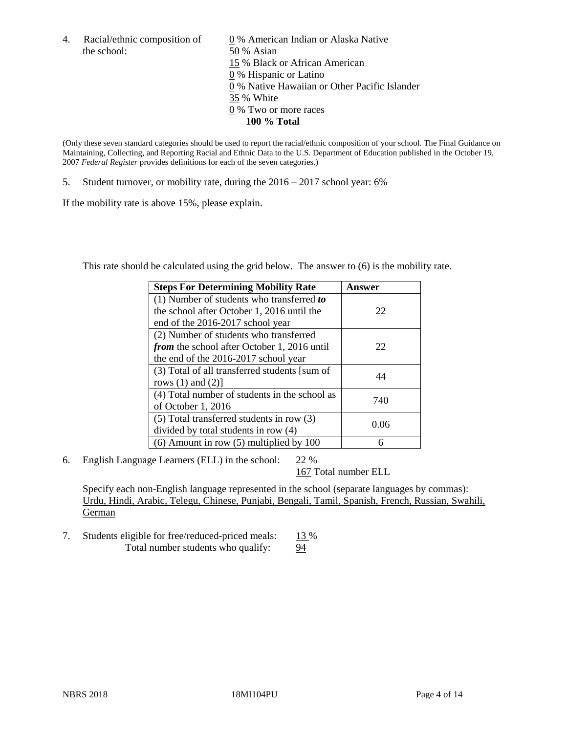4. Racial/ethnic composition of the school:

0 % American Indian or Alaska Native
50 % Asian
15 % Black or African American
0 % Hispanic or Latino
0 % Native Hawaiian or Other Pacific Islander
35 % White
0 % Two or more races
**100 % Total**

(Only these seven standard categories should be used to report the racial/ethnic composition of your school. The Final Guidance on Maintaining, Collecting, and Reporting Racial and Ethnic Data to the U.S. Department of Education published in the October 19, 2007 *Federal Register* provides definitions for each of the seven categories.)

5. Student turnover, or mobility rate, during the 2016 – 2017 school year: 6%

If the mobility rate is above 15%, please explain.

This rate should be calculated using the grid below. The answer to (6) is the mobility rate.

| Steps For Determining Mobility Rate | Answer |
|---|---|
| (1) Number of students who transferred ***to*** the school after October 1, 2016 until the end of the 2016-2017 school year | 22 |
| (2) Number of students who transferred ***from*** the school after October 1, 2016 until the end of the 2016-2017 school year | 22 |
| (3) Total of all transferred students [sum of rows (1) and (2)] | 44 |
| (4) Total number of students in the school as of October 1, 2016 | 740 |
| (5) Total transferred students in row (3) divided by total students in row (4) | 0.06 |
| (6) Amount in row (5) multiplied by 100 | 6 |

6. English Language Learners (ELL) in the school: 22 %
167 Total number ELL

Specify each non-English language represented in the school (separate languages by commas): Urdu, Hindi, Arabic, Telegu, Chinese, Punjabi, Bengali, Tamil, Spanish, French, Russian, Swahili, German

7. Students eligible for free/reduced-priced meals: 13 %
Total number students who qualify: 94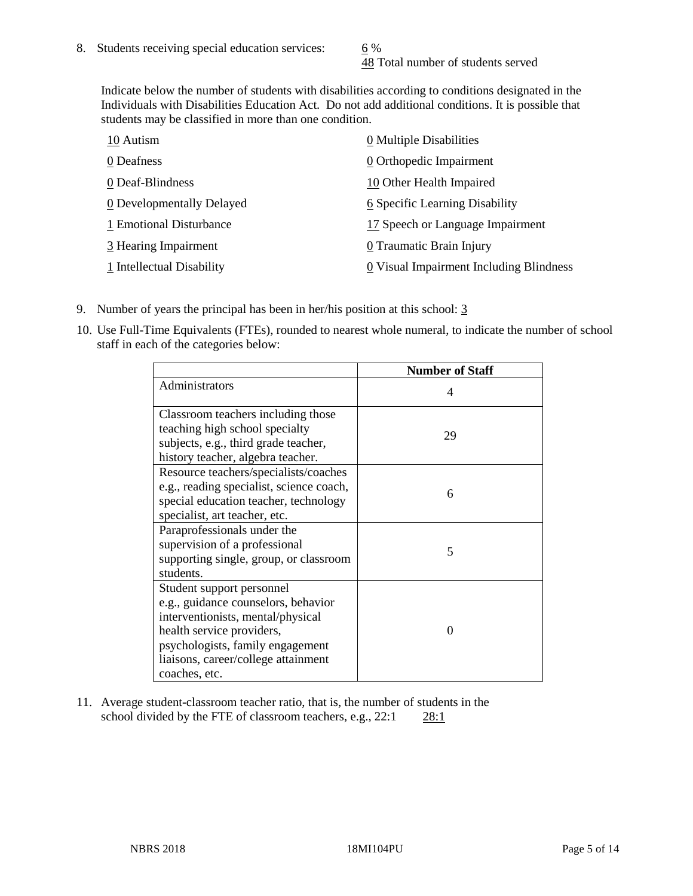8. Students receiving special education services: 6 %
   48 Total number of students served

   Indicate below the number of students with disabilities according to conditions designated in the Individuals with Disabilities Education Act. Do not add additional conditions. It is possible that students may be classified in more than one condition.

   10 Autism
   0 Deafness
   0 Deaf-Blindness
   0 Developmentally Delayed
   1 Emotional Disturbance
   3 Hearing Impairment
   1 Intellectual Disability
   0 Multiple Disabilities
   0 Orthopedic Impairment
   10 Other Health Impaired
   6 Specific Learning Disability
   17 Speech or Language Impairment
   0 Traumatic Brain Injury
   0 Visual Impairment Including Blindness

9. Number of years the principal has been in her/his position at this school: 3

10. Use Full-Time Equivalents (FTEs), rounded to nearest whole numeral, to indicate the number of school staff in each of the categories below:

| | Number of Staff |
|---|---|
| Administrators | 4 |
| Classroom teachers including those teaching high school specialty subjects, e.g., third grade teacher, history teacher, algebra teacher. | 29 |
| Resource teachers/specialists/coaches e.g., reading specialist, science coach, special education teacher, technology specialist, art teacher, etc. | 6 |
| Paraprofessionals under the supervision of a professional supporting single, group, or classroom students. | 5 |
| Student support personnel e.g., guidance counselors, behavior interventionists, mental/physical health service providers, psychologists, family engagement liaisons, career/college attainment coaches, etc. | 0 |

11. Average student-classroom teacher ratio, that is, the number of students in the school divided by the FTE of classroom teachers, e.g., 22:1 28:1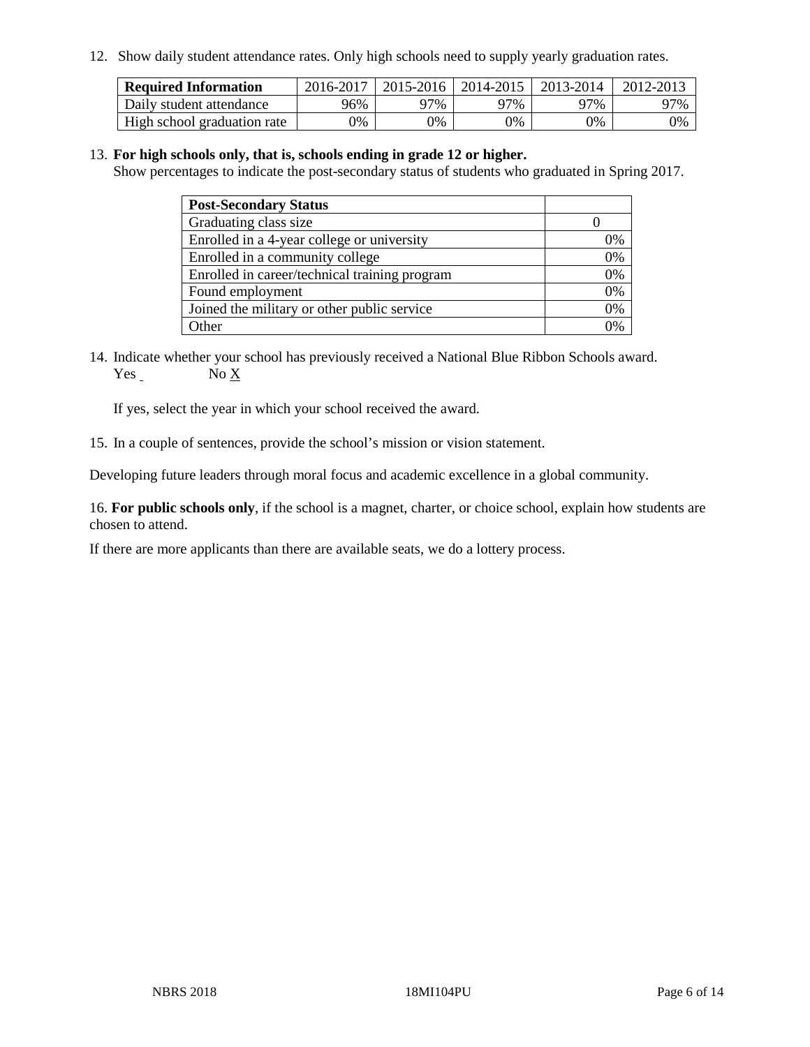12. Show daily student attendance rates. Only high schools need to supply yearly graduation rates.

| Required Information | 2016-2017 | 2015-2016 | 2014-2015 | 2013-2014 | 2012-2013 |
|---|---|---|---|---|---|
| Daily student attendance | 96% | 97% | 97% | 97% | 97% |
| High school graduation rate | 0% | 0% | 0% | 0% | 0% |

13. **For high schools only, that is, schools ending in grade 12 or higher.**
Show percentages to indicate the post-secondary status of students who graduated in Spring 2017.

| Post-Secondary Status | |
|---|---|
| Graduating class size | 0 |
| Enrolled in a 4-year college or university | 0% |
| Enrolled in a community college | 0% |
| Enrolled in career/technical training program | 0% |
| Found employment | 0% |
| Joined the military or other public service | 0% |
| Other | 0% |

14. Indicate whether your school has previously received a National Blue Ribbon Schools award.
Yes      No X

If yes, select the year in which your school received the award.

15. In a couple of sentences, provide the school's mission or vision statement.

Developing future leaders through moral focus and academic excellence in a global community.

16. **For public schools only**, if the school is a magnet, charter, or choice school, explain how students are chosen to attend.

If there are more applicants than there are available seats, we do a lottery process.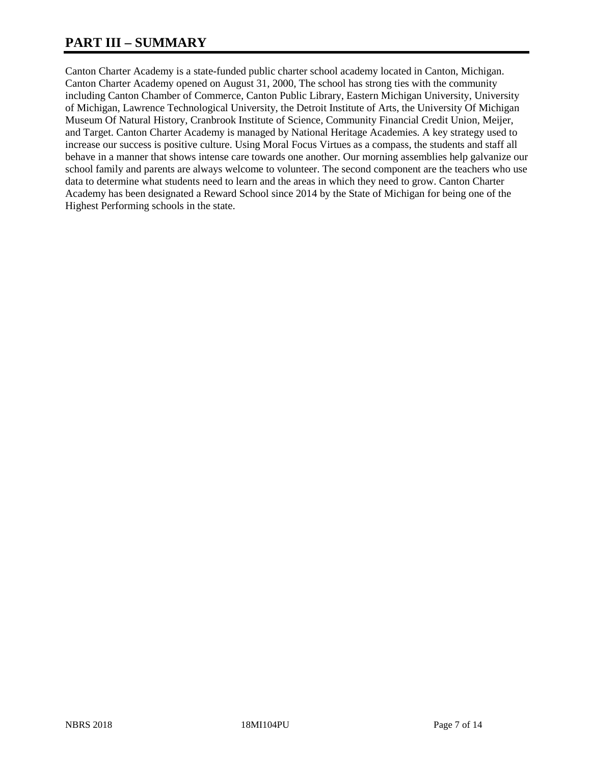# PART III – SUMMARY

Canton Charter Academy is a state-funded public charter school academy located in Canton, Michigan. Canton Charter Academy opened on August 31, 2000, The school has strong ties with the community including Canton Chamber of Commerce, Canton Public Library, Eastern Michigan University, University of Michigan, Lawrence Technological University, the Detroit Institute of Arts, the University Of Michigan Museum Of Natural History, Cranbrook Institute of Science, Community Financial Credit Union, Meijer, and Target. Canton Charter Academy is managed by National Heritage Academies. A key strategy used to increase our success is positive culture. Using Moral Focus Virtues as a compass, the students and staff all behave in a manner that shows intense care towards one another. Our morning assemblies help galvanize our school family and parents are always welcome to volunteer. The second component are the teachers who use data to determine what students need to learn and the areas in which they need to grow. Canton Charter Academy has been designated a Reward School since 2014 by the State of Michigan for being one of the Highest Performing schools in the state.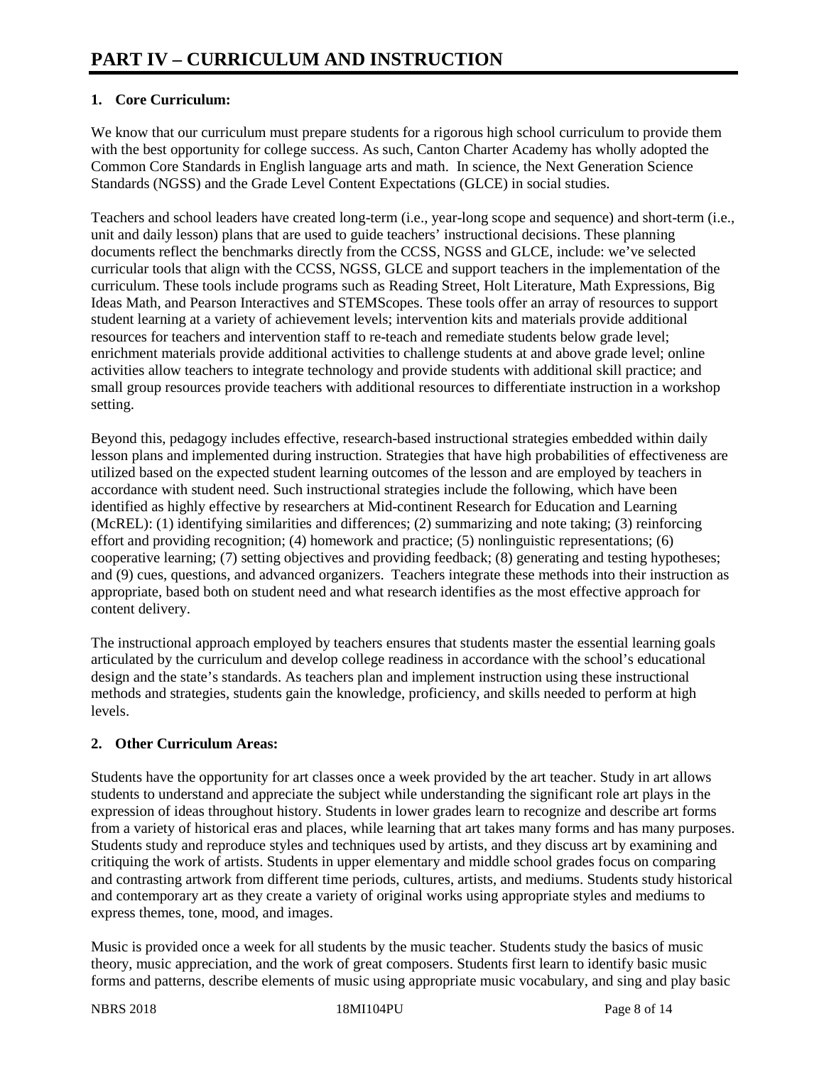# PART IV – CURRICULUM AND INSTRUCTION

**1. Core Curriculum:**

We know that our curriculum must prepare students for a rigorous high school curriculum to provide them with the best opportunity for college success. As such, Canton Charter Academy has wholly adopted the Common Core Standards in English language arts and math. In science, the Next Generation Science Standards (NGSS) and the Grade Level Content Expectations (GLCE) in social studies.

Teachers and school leaders have created long-term (i.e., year-long scope and sequence) and short-term (i.e., unit and daily lesson) plans that are used to guide teachers' instructional decisions. These planning documents reflect the benchmarks directly from the CCSS, NGSS and GLCE, include: we've selected curricular tools that align with the CCSS, NGSS, GLCE and support teachers in the implementation of the curriculum. These tools include programs such as Reading Street, Holt Literature, Math Expressions, Big Ideas Math, and Pearson Interactives and STEMScopes. These tools offer an array of resources to support student learning at a variety of achievement levels; intervention kits and materials provide additional resources for teachers and intervention staff to re-teach and remediate students below grade level; enrichment materials provide additional activities to challenge students at and above grade level; online activities allow teachers to integrate technology and provide students with additional skill practice; and small group resources provide teachers with additional resources to differentiate instruction in a workshop setting.

Beyond this, pedagogy includes effective, research-based instructional strategies embedded within daily lesson plans and implemented during instruction. Strategies that have high probabilities of effectiveness are utilized based on the expected student learning outcomes of the lesson and are employed by teachers in accordance with student need. Such instructional strategies include the following, which have been identified as highly effective by researchers at Mid-continent Research for Education and Learning (McREL): (1) identifying similarities and differences; (2) summarizing and note taking; (3) reinforcing effort and providing recognition; (4) homework and practice; (5) nonlinguistic representations; (6) cooperative learning; (7) setting objectives and providing feedback; (8) generating and testing hypotheses; and (9) cues, questions, and advanced organizers. Teachers integrate these methods into their instruction as appropriate, based both on student need and what research identifies as the most effective approach for content delivery.

The instructional approach employed by teachers ensures that students master the essential learning goals articulated by the curriculum and develop college readiness in accordance with the school's educational design and the state's standards. As teachers plan and implement instruction using these instructional methods and strategies, students gain the knowledge, proficiency, and skills needed to perform at high levels.

**2. Other Curriculum Areas:**

Students have the opportunity for art classes once a week provided by the art teacher. Study in art allows students to understand and appreciate the subject while understanding the significant role art plays in the expression of ideas throughout history. Students in lower grades learn to recognize and describe art forms from a variety of historical eras and places, while learning that art takes many forms and has many purposes. Students study and reproduce styles and techniques used by artists, and they discuss art by examining and critiquing the work of artists. Students in upper elementary and middle school grades focus on comparing and contrasting artwork from different time periods, cultures, artists, and mediums. Students study historical and contemporary art as they create a variety of original works using appropriate styles and mediums to express themes, tone, mood, and images.

Music is provided once a week for all students by the music teacher. Students study the basics of music theory, music appreciation, and the work of great composers. Students first learn to identify basic music forms and patterns, describe elements of music using appropriate music vocabulary, and sing and play basic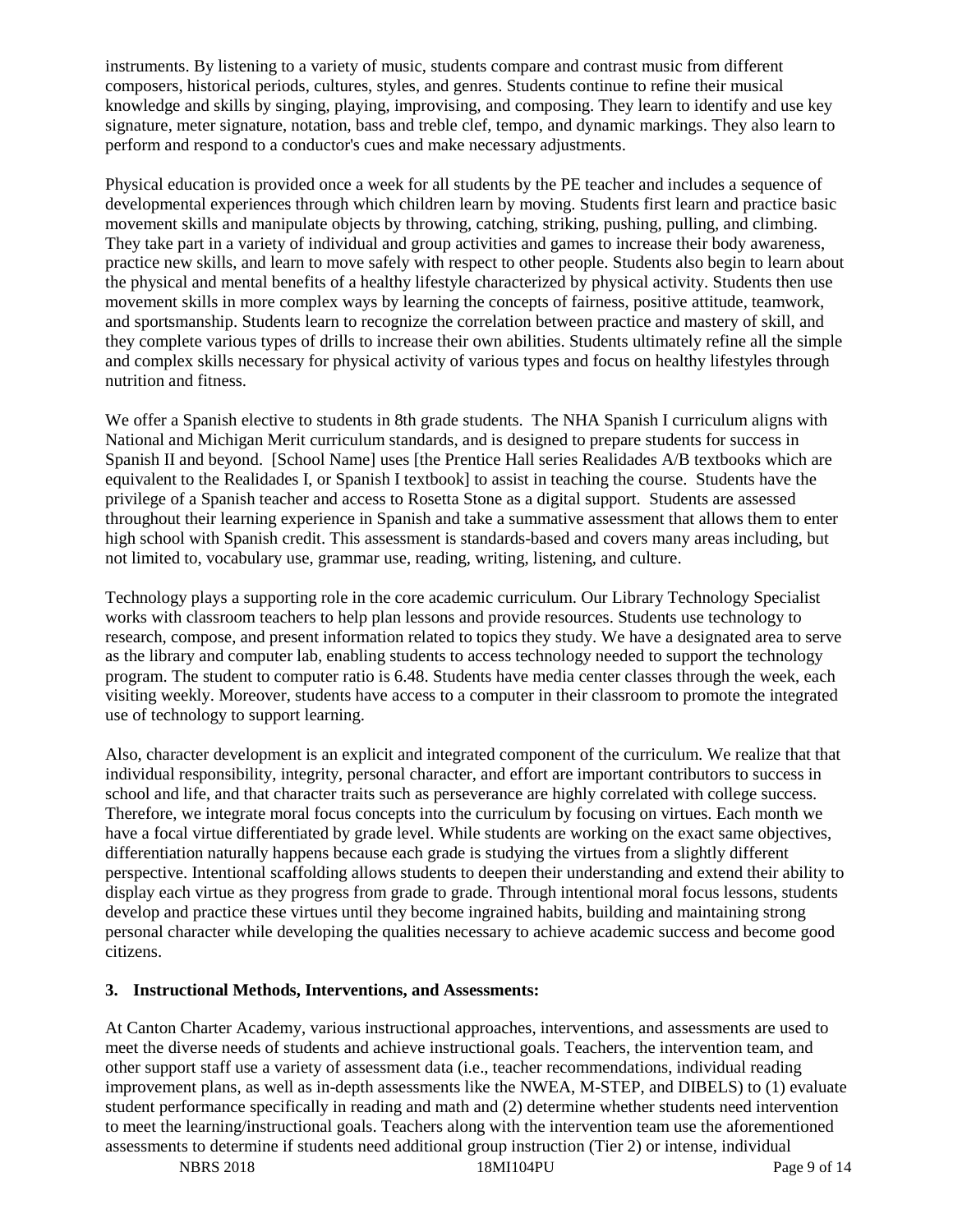instruments. By listening to a variety of music, students compare and contrast music from different composers, historical periods, cultures, styles, and genres. Students continue to refine their musical knowledge and skills by singing, playing, improvising, and composing. They learn to identify and use key signature, meter signature, notation, bass and treble clef, tempo, and dynamic markings. They also learn to perform and respond to a conductor's cues and make necessary adjustments.

Physical education is provided once a week for all students by the PE teacher and includes a sequence of developmental experiences through which children learn by moving. Students first learn and practice basic movement skills and manipulate objects by throwing, catching, striking, pushing, pulling, and climbing. They take part in a variety of individual and group activities and games to increase their body awareness, practice new skills, and learn to move safely with respect to other people. Students also begin to learn about the physical and mental benefits of a healthy lifestyle characterized by physical activity. Students then use movement skills in more complex ways by learning the concepts of fairness, positive attitude, teamwork, and sportsmanship. Students learn to recognize the correlation between practice and mastery of skill, and they complete various types of drills to increase their own abilities. Students ultimately refine all the simple and complex skills necessary for physical activity of various types and focus on healthy lifestyles through nutrition and fitness.

We offer a Spanish elective to students in 8th grade students. The NHA Spanish I curriculum aligns with National and Michigan Merit curriculum standards, and is designed to prepare students for success in Spanish II and beyond. [School Name] uses [the Prentice Hall series Realidades A/B textbooks which are equivalent to the Realidades I, or Spanish I textbook] to assist in teaching the course. Students have the privilege of a Spanish teacher and access to Rosetta Stone as a digital support. Students are assessed throughout their learning experience in Spanish and take a summative assessment that allows them to enter high school with Spanish credit. This assessment is standards-based and covers many areas including, but not limited to, vocabulary use, grammar use, reading, writing, listening, and culture.

Technology plays a supporting role in the core academic curriculum. Our Library Technology Specialist works with classroom teachers to help plan lessons and provide resources. Students use technology to research, compose, and present information related to topics they study. We have a designated area to serve as the library and computer lab, enabling students to access technology needed to support the technology program. The student to computer ratio is 6.48. Students have media center classes through the week, each visiting weekly. Moreover, students have access to a computer in their classroom to promote the integrated use of technology to support learning.

Also, character development is an explicit and integrated component of the curriculum. We realize that that individual responsibility, integrity, personal character, and effort are important contributors to success in school and life, and that character traits such as perseverance are highly correlated with college success. Therefore, we integrate moral focus concepts into the curriculum by focusing on virtues. Each month we have a focal virtue differentiated by grade level. While students are working on the exact same objectives, differentiation naturally happens because each grade is studying the virtues from a slightly different perspective. Intentional scaffolding allows students to deepen their understanding and extend their ability to display each virtue as they progress from grade to grade. Through intentional moral focus lessons, students develop and practice these virtues until they become ingrained habits, building and maintaining strong personal character while developing the qualities necessary to achieve academic success and become good citizens.

### 3. Instructional Methods, Interventions, and Assessments:

At Canton Charter Academy, various instructional approaches, interventions, and assessments are used to meet the diverse needs of students and achieve instructional goals. Teachers, the intervention team, and other support staff use a variety of assessment data (i.e., teacher recommendations, individual reading improvement plans, as well as in-depth assessments like the NWEA, M-STEP, and DIBELS) to (1) evaluate student performance specifically in reading and math and (2) determine whether students need intervention to meet the learning/instructional goals. Teachers along with the intervention team use the aforementioned assessments to determine if students need additional group instruction (Tier 2) or intense, individual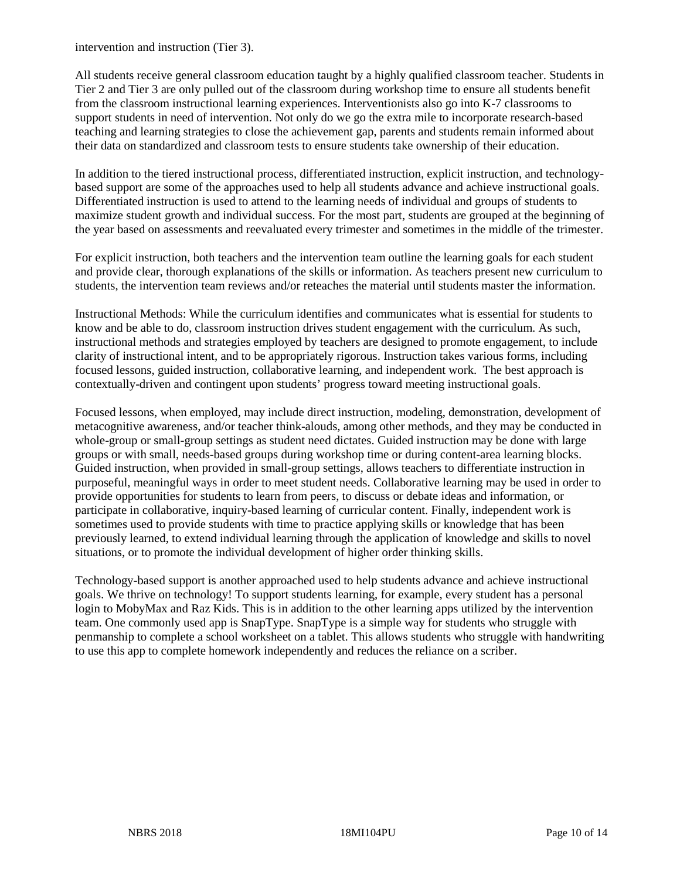intervention and instruction (Tier 3).

All students receive general classroom education taught by a highly qualified classroom teacher. Students in Tier 2 and Tier 3 are only pulled out of the classroom during workshop time to ensure all students benefit from the classroom instructional learning experiences. Interventionists also go into K-7 classrooms to support students in need of intervention. Not only do we go the extra mile to incorporate research-based teaching and learning strategies to close the achievement gap, parents and students remain informed about their data on standardized and classroom tests to ensure students take ownership of their education.

In addition to the tiered instructional process, differentiated instruction, explicit instruction, and technology-based support are some of the approaches used to help all students advance and achieve instructional goals. Differentiated instruction is used to attend to the learning needs of individual and groups of students to maximize student growth and individual success. For the most part, students are grouped at the beginning of the year based on assessments and reevaluated every trimester and sometimes in the middle of the trimester.

For explicit instruction, both teachers and the intervention team outline the learning goals for each student and provide clear, thorough explanations of the skills or information. As teachers present new curriculum to students, the intervention team reviews and/or reteaches the material until students master the information.

Instructional Methods: While the curriculum identifies and communicates what is essential for students to know and be able to do, classroom instruction drives student engagement with the curriculum. As such, instructional methods and strategies employed by teachers are designed to promote engagement, to include clarity of instructional intent, and to be appropriately rigorous. Instruction takes various forms, including focused lessons, guided instruction, collaborative learning, and independent work. The best approach is contextually-driven and contingent upon students' progress toward meeting instructional goals.

Focused lessons, when employed, may include direct instruction, modeling, demonstration, development of metacognitive awareness, and/or teacher think-alouds, among other methods, and they may be conducted in whole-group or small-group settings as student need dictates. Guided instruction may be done with large groups or with small, needs-based groups during workshop time or during content-area learning blocks. Guided instruction, when provided in small-group settings, allows teachers to differentiate instruction in purposeful, meaningful ways in order to meet student needs. Collaborative learning may be used in order to provide opportunities for students to learn from peers, to discuss or debate ideas and information, or participate in collaborative, inquiry-based learning of curricular content. Finally, independent work is sometimes used to provide students with time to practice applying skills or knowledge that has been previously learned, to extend individual learning through the application of knowledge and skills to novel situations, or to promote the individual development of higher order thinking skills.

Technology-based support is another approached used to help students advance and achieve instructional goals. We thrive on technology! To support students learning, for example, every student has a personal login to MobyMax and Raz Kids. This is in addition to the other learning apps utilized by the intervention team. One commonly used app is SnapType. SnapType is a simple way for students who struggle with penmanship to complete a school worksheet on a tablet. This allows students who struggle with handwriting to use this app to complete homework independently and reduces the reliance on a scriber.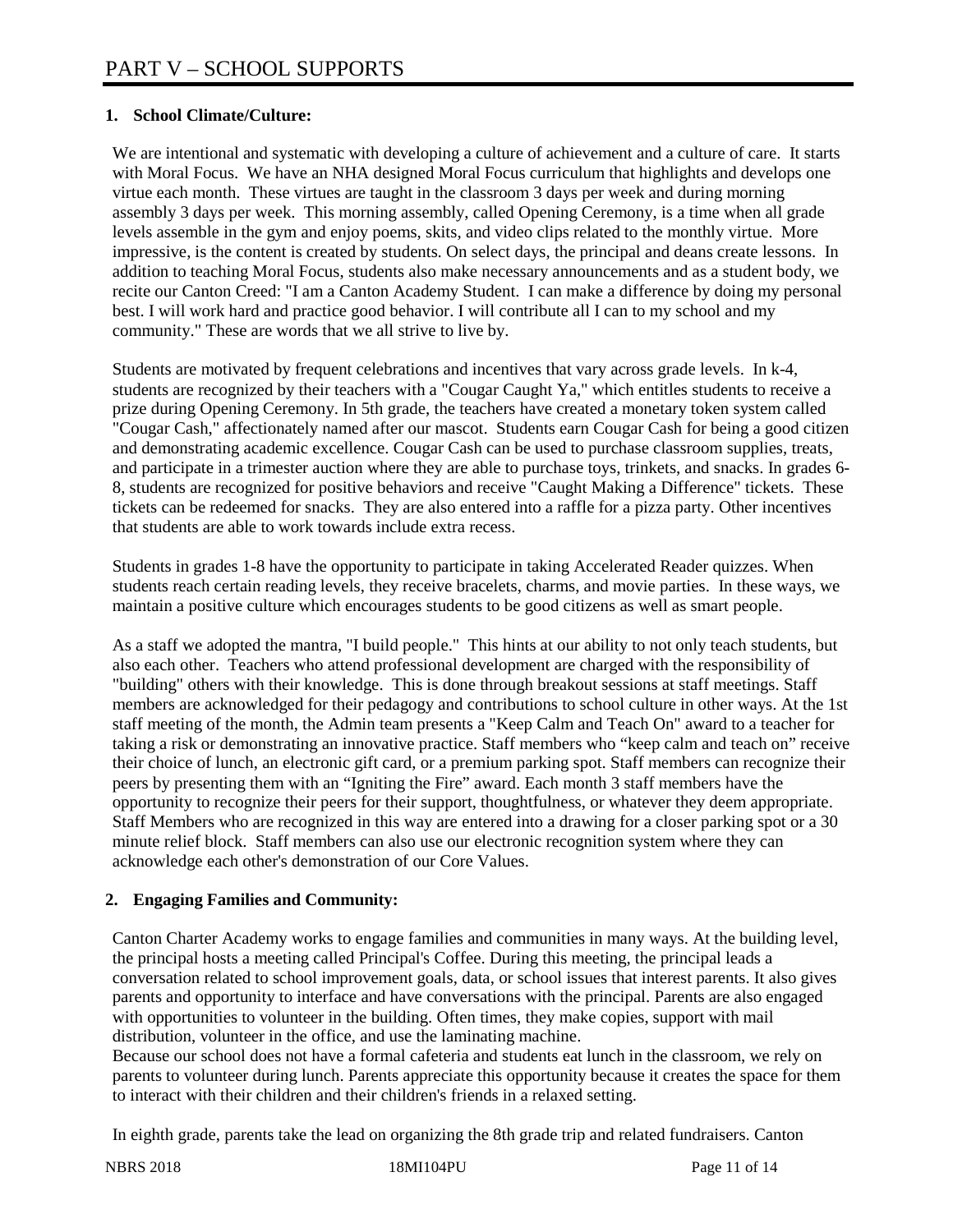# PART V – SCHOOL SUPPORTS

**1. School Climate/Culture:**

We are intentional and systematic with developing a culture of achievement and a culture of care. It starts with Moral Focus. We have an NHA designed Moral Focus curriculum that highlights and develops one virtue each month. These virtues are taught in the classroom 3 days per week and during morning assembly 3 days per week. This morning assembly, called Opening Ceremony, is a time when all grade levels assemble in the gym and enjoy poems, skits, and video clips related to the monthly virtue. More impressive, is the content is created by students. On select days, the principal and deans create lessons. In addition to teaching Moral Focus, students also make necessary announcements and as a student body, we recite our Canton Creed: "I am a Canton Academy Student. I can make a difference by doing my personal best. I will work hard and practice good behavior. I will contribute all I can to my school and my community." These are words that we all strive to live by.

Students are motivated by frequent celebrations and incentives that vary across grade levels. In k-4, students are recognized by their teachers with a "Cougar Caught Ya," which entitles students to receive a prize during Opening Ceremony. In 5th grade, the teachers have created a monetary token system called "Cougar Cash," affectionately named after our mascot. Students earn Cougar Cash for being a good citizen and demonstrating academic excellence. Cougar Cash can be used to purchase classroom supplies, treats, and participate in a trimester auction where they are able to purchase toys, trinkets, and snacks. In grades 6-8, students are recognized for positive behaviors and receive "Caught Making a Difference" tickets. These tickets can be redeemed for snacks. They are also entered into a raffle for a pizza party. Other incentives that students are able to work towards include extra recess.

Students in grades 1-8 have the opportunity to participate in taking Accelerated Reader quizzes. When students reach certain reading levels, they receive bracelets, charms, and movie parties. In these ways, we maintain a positive culture which encourages students to be good citizens as well as smart people.

As a staff we adopted the mantra, "I build people." This hints at our ability to not only teach students, but also each other. Teachers who attend professional development are charged with the responsibility of "building" others with their knowledge. This is done through breakout sessions at staff meetings. Staff members are acknowledged for their pedagogy and contributions to school culture in other ways. At the 1st staff meeting of the month, the Admin team presents a "Keep Calm and Teach On" award to a teacher for taking a risk or demonstrating an innovative practice. Staff members who "keep calm and teach on" receive their choice of lunch, an electronic gift card, or a premium parking spot. Staff members can recognize their peers by presenting them with an "Igniting the Fire" award. Each month 3 staff members have the opportunity to recognize their peers for their support, thoughtfulness, or whatever they deem appropriate. Staff Members who are recognized in this way are entered into a drawing for a closer parking spot or a 30 minute relief block. Staff members can also use our electronic recognition system where they can acknowledge each other's demonstration of our Core Values.

**2. Engaging Families and Community:**

Canton Charter Academy works to engage families and communities in many ways. At the building level, the principal hosts a meeting called Principal's Coffee. During this meeting, the principal leads a conversation related to school improvement goals, data, or school issues that interest parents. It also gives parents and opportunity to interface and have conversations with the principal. Parents are also engaged with opportunities to volunteer in the building. Often times, they make copies, support with mail distribution, volunteer in the office, and use the laminating machine.
Because our school does not have a formal cafeteria and students eat lunch in the classroom, we rely on parents to volunteer during lunch. Parents appreciate this opportunity because it creates the space for them to interact with their children and their children's friends in a relaxed setting.

In eighth grade, parents take the lead on organizing the 8th grade trip and related fundraisers. Canton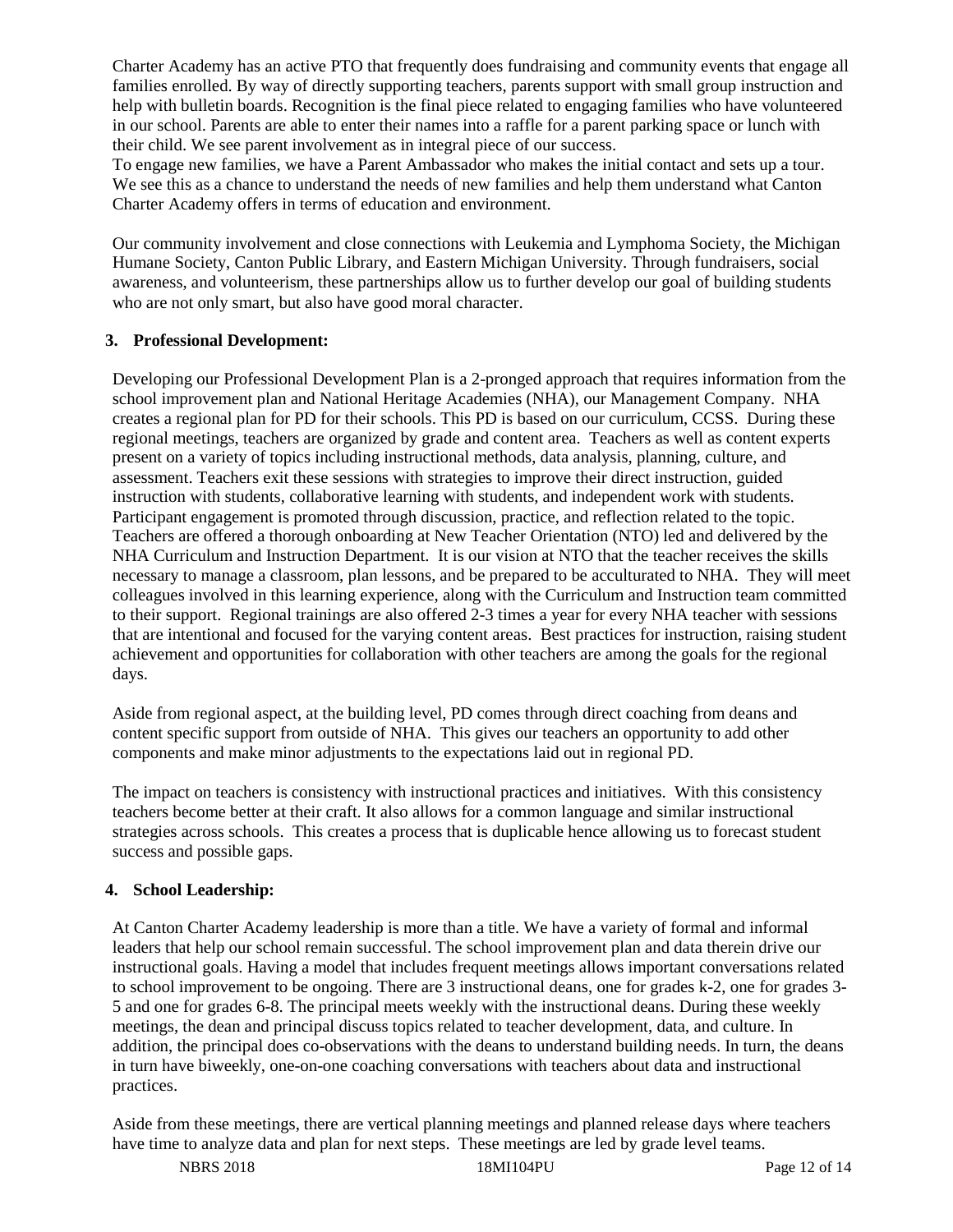Charter Academy has an active PTO that frequently does fundraising and community events that engage all families enrolled. By way of directly supporting teachers, parents support with small group instruction and help with bulletin boards. Recognition is the final piece related to engaging families who have volunteered in our school. Parents are able to enter their names into a raffle for a parent parking space or lunch with their child. We see parent involvement as in integral piece of our success.
To engage new families, we have a Parent Ambassador who makes the initial contact and sets up a tour. We see this as a chance to understand the needs of new families and help them understand what Canton Charter Academy offers in terms of education and environment.

Our community involvement and close connections with Leukemia and Lymphoma Society, the Michigan Humane Society, Canton Public Library, and Eastern Michigan University. Through fundraisers, social awareness, and volunteerism, these partnerships allow us to further develop our goal of building students who are not only smart, but also have good moral character.

**3. Professional Development:**

Developing our Professional Development Plan is a 2-pronged approach that requires information from the school improvement plan and National Heritage Academies (NHA), our Management Company. NHA creates a regional plan for PD for their schools. This PD is based on our curriculum, CCSS. During these regional meetings, teachers are organized by grade and content area. Teachers as well as content experts present on a variety of topics including instructional methods, data analysis, planning, culture, and assessment. Teachers exit these sessions with strategies to improve their direct instruction, guided instruction with students, collaborative learning with students, and independent work with students. Participant engagement is promoted through discussion, practice, and reflection related to the topic. Teachers are offered a thorough onboarding at New Teacher Orientation (NTO) led and delivered by the NHA Curriculum and Instruction Department. It is our vision at NTO that the teacher receives the skills necessary to manage a classroom, plan lessons, and be prepared to be acculturated to NHA. They will meet colleagues involved in this learning experience, along with the Curriculum and Instruction team committed to their support. Regional trainings are also offered 2-3 times a year for every NHA teacher with sessions that are intentional and focused for the varying content areas. Best practices for instruction, raising student achievement and opportunities for collaboration with other teachers are among the goals for the regional days.

Aside from regional aspect, at the building level, PD comes through direct coaching from deans and content specific support from outside of NHA. This gives our teachers an opportunity to add other components and make minor adjustments to the expectations laid out in regional PD.

The impact on teachers is consistency with instructional practices and initiatives. With this consistency teachers become better at their craft. It also allows for a common language and similar instructional strategies across schools. This creates a process that is duplicable hence allowing us to forecast student success and possible gaps.

**4. School Leadership:**

At Canton Charter Academy leadership is more than a title. We have a variety of formal and informal leaders that help our school remain successful. The school improvement plan and data therein drive our instructional goals. Having a model that includes frequent meetings allows important conversations related to school improvement to be ongoing. There are 3 instructional deans, one for grades k-2, one for grades 3-5 and one for grades 6-8. The principal meets weekly with the instructional deans. During these weekly meetings, the dean and principal discuss topics related to teacher development, data, and culture. In addition, the principal does co-observations with the deans to understand building needs. In turn, the deans in turn have biweekly, one-on-one coaching conversations with teachers about data and instructional practices.

Aside from these meetings, there are vertical planning meetings and planned release days where teachers have time to analyze data and plan for next steps. These meetings are led by grade level teams.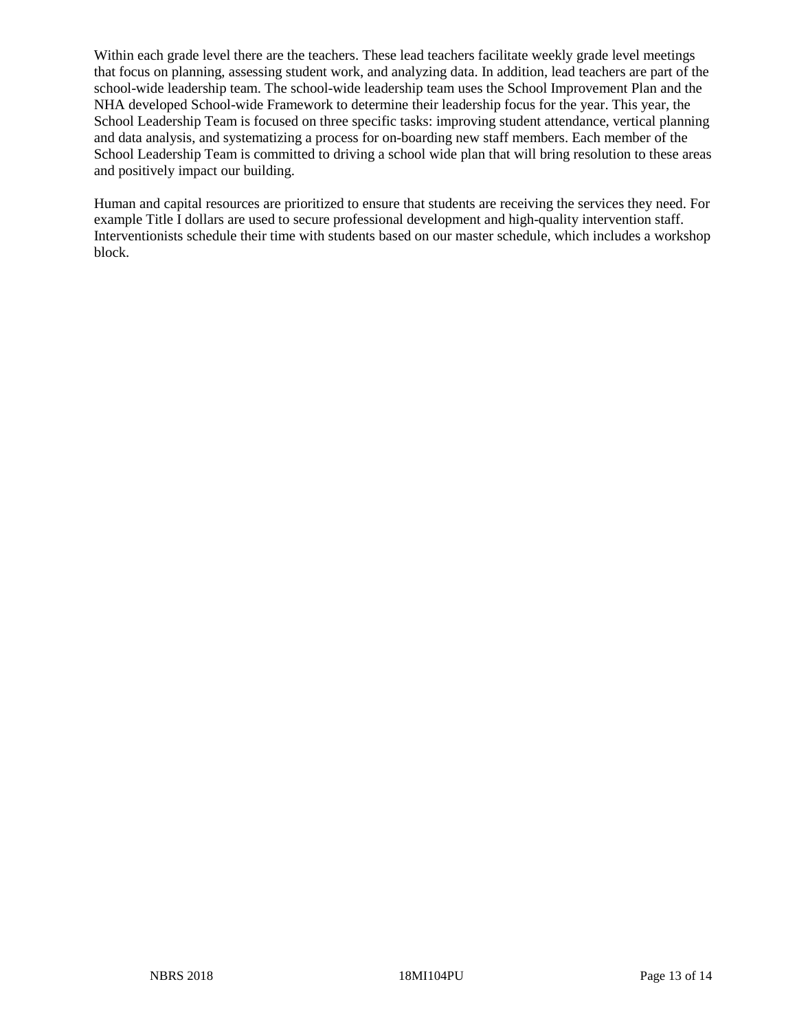Within each grade level there are the teachers. These lead teachers facilitate weekly grade level meetings that focus on planning, assessing student work, and analyzing data. In addition, lead teachers are part of the school-wide leadership team. The school-wide leadership team uses the School Improvement Plan and the NHA developed School-wide Framework to determine their leadership focus for the year. This year, the School Leadership Team is focused on three specific tasks: improving student attendance, vertical planning and data analysis, and systematizing a process for on-boarding new staff members. Each member of the School Leadership Team is committed to driving a school wide plan that will bring resolution to these areas and positively impact our building.

Human and capital resources are prioritized to ensure that students are receiving the services they need. For example Title I dollars are used to secure professional development and high-quality intervention staff. Interventionists schedule their time with students based on our master schedule, which includes a workshop block.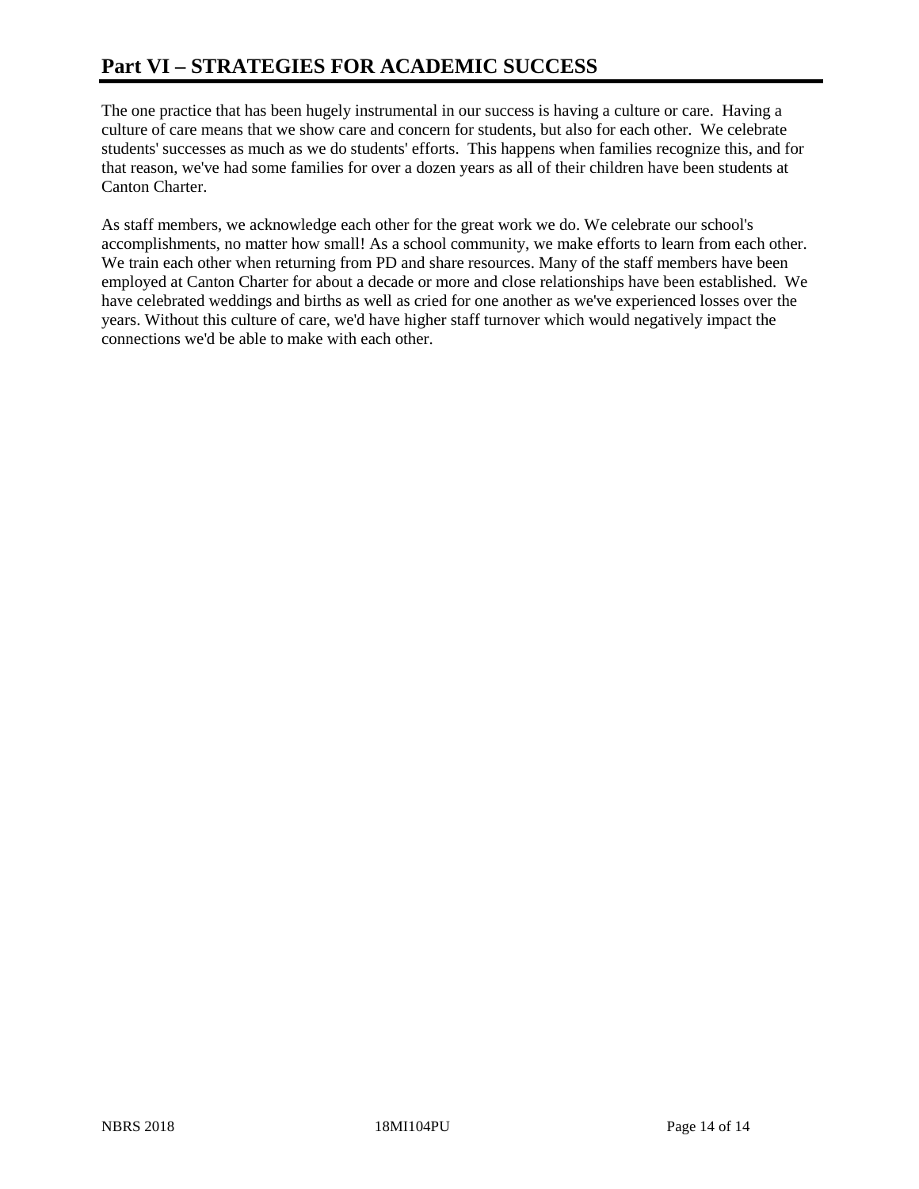# Part VI – STRATEGIES FOR ACADEMIC SUCCESS

The one practice that has been hugely instrumental in our success is having a culture or care. Having a culture of care means that we show care and concern for students, but also for each other. We celebrate students' successes as much as we do students' efforts. This happens when families recognize this, and for that reason, we've had some families for over a dozen years as all of their children have been students at Canton Charter.

As staff members, we acknowledge each other for the great work we do. We celebrate our school's accomplishments, no matter how small! As a school community, we make efforts to learn from each other. We train each other when returning from PD and share resources. Many of the staff members have been employed at Canton Charter for about a decade or more and close relationships have been established. We have celebrated weddings and births as well as cried for one another as we've experienced losses over the years. Without this culture of care, we'd have higher staff turnover which would negatively impact the connections we'd be able to make with each other.